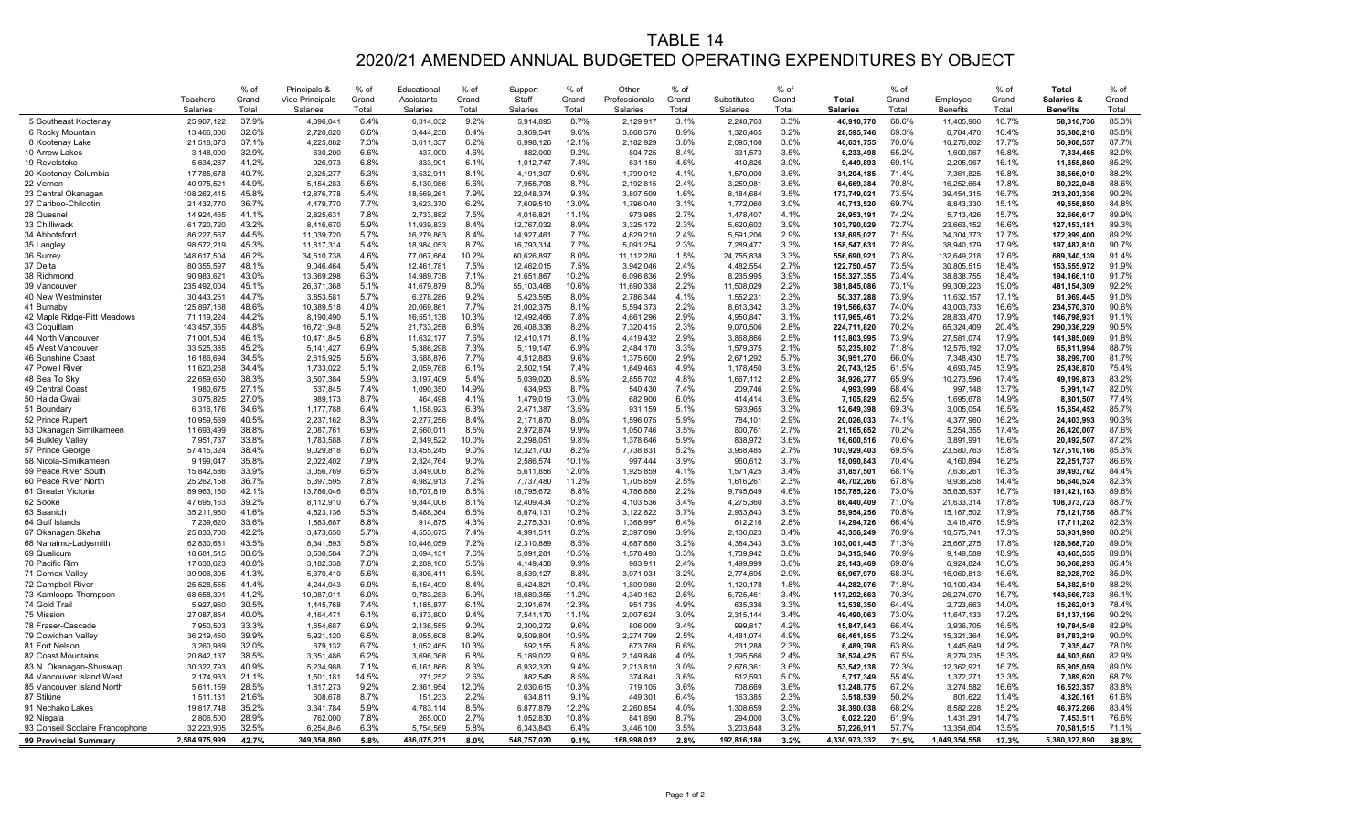# TABLE 14

## 2020/21 AMENDED ANNUAL BUDGETED OPERATING EXPENDITURES BY OBJECT

| | Teachers Salaries | % of Grand Total | Principals & Vice Principals Salaries | % of Grand Total | Educational Assistants Salaries | % of Grand Total | Support Staff Salaries | % of Grand Total | Other Professionals Salaries | % of Grand Total | Substitutes Salaries | % of Grand Total | **Total Salaries** | % of Grand Total | Employee Benefits | % of Grand Total | **Total Salaries & Benefits** | % of Grand Total |
|---|---|---|---|---|---|---|---|---|---|---|---|---|---|---|---|---|---|---|
| 5 Southeast Kootenay | 25,907,122 | 37.9% | 4,396,041 | 6.4% | 6,314,032 | 9.2% | 5,914,895 | 8.7% | 2,129,917 | 3.1% | 2,248,763 | 3.3% | **46,910,770** | 68.6% | 11,405,966 | 16.7% | **58,316,736** | 85.3% |
| 6 Rocky Mountain | 13,466,306 | 32.6% | 2,720,620 | 6.6% | 3,444,238 | 8.4% | 3,969,541 | 9.6% | 3,668,576 | 8.9% | 1,326,465 | 3.2% | **28,595,746** | 69.3% | 6,784,470 | 16.4% | **35,380,216** | 85.8% |
| 8 Kootenay Lake | 21,518,373 | 37.1% | 4,225,882 | 7.3% | 3,611,337 | 6.2% | 6,998,126 | 12.1% | 2,182,929 | 3.8% | 2,095,108 | 3.6% | **40,631,755** | 70.0% | 10,276,802 | 17.7% | **50,908,557** | 87.7% |
| 10 Arrow Lakes | 3,148,000 | 32.9% | 630,200 | 6.6% | 437,000 | 4.6% | 882,000 | 9.2% | 804,725 | 8.4% | 331,573 | 3.5% | **6,233,498** | 65.2% | 1,600,967 | 16.8% | **7,834,465** | 82.0% |
| 19 Revelstoke | 5,634,287 | 41.2% | 926,973 | 6.8% | 833,901 | 6.1% | 1,012,747 | 7.4% | 631,159 | 4.6% | 410,826 | 3.0% | **9,449,893** | 69.1% | 2,205,967 | 16.1% | **11,655,860** | 85.2% |
| 20 Kootenay-Columbia | 17,785,678 | 40.7% | 2,325,277 | 5.3% | 3,532,911 | 8.1% | 4,191,307 | 9.6% | 1,799,012 | 4.1% | 1,570,000 | 3.6% | **31,204,185** | 71.4% | 7,361,825 | 16.8% | **38,566,010** | 88.2% |
| 22 Vernon | 40,975,521 | 44.9% | 5,154,283 | 5.6% | 5,130,986 | 5.6% | 7,955,798 | 8.7% | 2,192,815 | 2.4% | 3,259,981 | 3.6% | **64,669,384** | 70.8% | 16,252,664 | 17.8% | **80,922,048** | 88.6% |
| 23 Central Okanagan | 108,262,415 | 45.8% | 12,876,778 | 5.4% | 18,569,261 | 7.9% | 22,048,374 | 9.3% | 3,807,509 | 1.6% | 8,184,684 | 3.5% | **173,749,021** | 73.5% | 39,454,315 | 16.7% | **213,203,336** | 90.2% |
| 27 Cariboo-Chilcotin | 21,432,770 | 36.7% | 4,479,770 | 7.7% | 3,623,370 | 6.2% | 7,609,510 | 13.0% | 1,796,040 | 3.1% | 1,772,060 | 3.0% | **40,713,520** | 69.7% | 8,843,330 | 15.1% | **49,556,850** | 84.8% |
| 28 Quesnel | 14,924,465 | 41.1% | 2,825,631 | 7.8% | 2,733,882 | 7.5% | 4,016,821 | 11.1% | 973,985 | 2.7% | 1,478,407 | 4.1% | **26,953,191** | 74.2% | 5,713,426 | 15.7% | **32,666,617** | 89.9% |
| 33 Chilliwack | 61,720,720 | 43.2% | 8,416,670 | 5.9% | 11,939,833 | 8.4% | 12,767,032 | 8.9% | 3,325,172 | 2.3% | 5,620,602 | 3.9% | **103,790,029** | 72.7% | 23,663,152 | 16.6% | **127,453,181** | 89.3% |
| 34 Abbotsford | 86,227,567 | 44.5% | 11,039,720 | 5.7% | 16,279,863 | 8.4% | 14,927,461 | 7.7% | 4,629,210 | 2.4% | 5,591,206 | 2.9% | **138,695,027** | 71.5% | 34,304,373 | 17.7% | **172,999,400** | 89.2% |
| 35 Langley | 98,572,219 | 45.3% | 11,817,314 | 5.4% | 18,984,053 | 8.7% | 16,793,314 | 7.7% | 5,091,254 | 2.3% | 7,289,477 | 3.3% | **158,547,631** | 72.8% | 38,940,179 | 17.9% | **197,487,810** | 90.7% |
| 36 Surrey | 348,617,504 | 46.2% | 34,510,738 | 4.6% | 77,067,664 | 10.2% | 60,626,897 | 8.0% | 11,112,280 | 1.5% | 24,755,838 | 3.3% | **556,690,921** | 73.8% | 132,649,218 | 17.6% | **689,340,139** | 91.4% |
| 37 Delta | 80,355,597 | 48.1% | 9,046,464 | 5.4% | 12,461,781 | 7.5% | 12,462,015 | 7.5% | 3,942,046 | 2.4% | 4,482,554 | 2.7% | **122,750,457** | 73.5% | 30,805,515 | 18.4% | **153,555,972** | 91.9% |
| 38 Richmond | 90,983,621 | 43.0% | 13,369,298 | 6.3% | 14,989,738 | 7.1% | 21,651,867 | 10.2% | 6,096,836 | 2.9% | 8,235,995 | 3.9% | **155,327,355** | 73.4% | 38,838,755 | 18.4% | **194,166,110** | 91.7% |
| 39 Vancouver | 235,492,004 | 45.1% | 26,371,368 | 5.1% | 41,679,879 | 8.0% | 55,103,468 | 10.6% | 11,690,338 | 2.2% | 11,508,029 | 2.2% | **381,845,086** | 73.1% | 99,309,223 | 19.0% | **481,154,309** | 92.2% |
| 40 New Westminster | 30,443,251 | 44.7% | 3,853,581 | 5.7% | 6,278,286 | 9.2% | 5,423,595 | 8.0% | 2,786,344 | 4.1% | 1,552,231 | 2.3% | **50,337,288** | 73.9% | 11,632,157 | 17.1% | **61,969,445** | 91.0% |
| 41 Burnaby | 125,897,168 | 48.6% | 10,389,518 | 4.0% | 20,069,861 | 7.7% | 21,002,375 | 8.1% | 5,594,373 | 2.2% | 8,613,342 | 3.3% | **191,566,637** | 74.0% | 43,003,733 | 16.6% | **234,570,370** | 90.6% |
| 42 Maple Ridge-Pitt Meadows | 71,119,224 | 44.2% | 8,190,490 | 5.1% | 16,551,138 | 10.3% | 12,492,466 | 7.8% | 4,661,296 | 2.9% | 4,950,847 | 3.1% | **117,965,461** | 73.2% | 28,833,470 | 17.9% | **146,798,931** | 91.1% |
| 43 Coquitlam | 143,457,355 | 44.8% | 16,721,948 | 5.2% | 21,733,258 | 6.8% | 26,408,338 | 8.2% | 7,320,415 | 2.3% | 9,070,506 | 2.8% | **224,711,820** | 70.2% | 65,324,409 | 20.4% | **290,036,229** | 90.5% |
| 44 North Vancouver | 71,001,504 | 46.1% | 10,471,845 | 6.8% | 11,632,177 | 7.6% | 12,410,171 | 8.1% | 4,419,432 | 2.9% | 3,868,866 | 2.5% | **113,803,995** | 73.9% | 27,581,074 | 17.9% | **141,385,069** | 91.8% |
| 45 West Vancouver | 33,525,385 | 45.2% | 5,141,427 | 6.9% | 5,386,298 | 7.3% | 5,119,147 | 6.9% | 2,484,170 | 3.3% | 1,579,375 | 2.1% | **53,235,802** | 71.8% | 12,576,192 | 17.0% | **65,811,994** | 88.7% |
| 46 Sunshine Coast | 16,186,694 | 34.5% | 2,615,925 | 5.6% | 3,588,876 | 7.7% | 4,512,883 | 9.6% | 1,375,600 | 2.9% | 2,671,292 | 5.7% | **30,951,270** | 66.0% | 7,348,430 | 15.7% | **38,299,700** | 81.7% |
| 47 Powell River | 11,620,268 | 34.4% | 1,733,022 | 5.1% | 2,059,768 | 6.1% | 2,502,154 | 7.4% | 1,649,463 | 4.9% | 1,178,450 | 3.5% | **20,743,125** | 61.5% | 4,693,745 | 13.9% | **25,436,870** | 75.4% |
| 48 Sea To Sky | 22,659,650 | 38.3% | 3,507,384 | 5.9% | 3,197,409 | 5.4% | 5,039,020 | 8.5% | 2,855,702 | 4.8% | 1,667,112 | 2.8% | **38,926,277** | 65.9% | 10,273,596 | 17.4% | **49,199,873** | 83.2% |
| 49 Central Coast | 1,980,675 | 27.1% | 537,845 | 7.4% | 1,090,350 | 14.9% | 634,953 | 8.7% | 540,430 | 7.4% | 209,746 | 2.9% | **4,993,999** | 68.4% | 997,148 | 13.7% | **5,991,147** | 82.0% |
| 50 Haida Gwaii | 3,075,825 | 27.0% | 989,173 | 8.7% | 464,498 | 4.1% | 1,479,019 | 13.0% | 682,900 | 6.0% | 414,414 | 3.6% | **7,105,829** | 62.5% | 1,695,678 | 14.9% | **8,801,507** | 77.4% |
| 51 Boundary | 6,316,176 | 34.6% | 1,177,788 | 6.4% | 1,158,923 | 6.3% | 2,471,387 | 13.5% | 931,159 | 5.1% | 593,965 | 3.3% | **12,649,398** | 69.3% | 3,005,054 | 16.5% | **15,654,452** | 85.7% |
| 52 Prince Rupert | 10,959,569 | 40.5% | 2,237,162 | 8.3% | 2,277,256 | 8.4% | 2,171,870 | 8.0% | 1,596,075 | 5.9% | 784,101 | 2.9% | **20,026,033** | 74.1% | 4,377,960 | 16.2% | **24,403,993** | 90.3% |
| 53 Okanagan Similkameen | 11,693,499 | 38.8% | 2,087,761 | 6.9% | 2,560,011 | 8.5% | 2,972,874 | 9.9% | 1,050,746 | 3.5% | 800,761 | 2.7% | **21,165,652** | 70.2% | 5,254,355 | 17.4% | **26,420,007** | 87.6% |
| 54 Bulkley Valley | 7,951,737 | 33.8% | 1,783,588 | 7.6% | 2,349,522 | 10.0% | 2,298,051 | 9.8% | 1,378,646 | 5.9% | 838,972 | 3.6% | **16,600,516** | 70.6% | 3,891,991 | 16.6% | **20,492,507** | 87.2% |
| 57 Prince George | 57,415,324 | 38.4% | 9,029,818 | 6.0% | 13,455,245 | 9.0% | 12,321,700 | 8.2% | 7,738,831 | 5.2% | 3,968,485 | 2.7% | **103,929,403** | 69.5% | 23,580,763 | 15.8% | **127,510,166** | 85.3% |
| 58 Nicola-Similkameen | 9,199,047 | 35.8% | 2,022,402 | 7.9% | 2,324,764 | 9.0% | 2,586,574 | 10.1% | 997,444 | 3.9% | 960,612 | 3.7% | **18,090,843** | 70.4% | 4,160,894 | 16.2% | **22,251,737** | 86.6% |
| 59 Peace River South | 15,842,586 | 33.9% | 3,056,769 | 6.5% | 3,849,006 | 8.2% | 5,611,856 | 12.0% | 1,925,859 | 4.1% | 1,571,425 | 3.4% | **31,857,501** | 68.1% | 7,636,261 | 16.3% | **39,493,762** | 84.4% |
| 60 Peace River North | 25,262,158 | 36.7% | 5,397,595 | 7.8% | 4,982,913 | 7.2% | 7,737,480 | 11.2% | 1,705,859 | 2.5% | 1,616,261 | 2.3% | **46,702,266** | 67.8% | 9,938,258 | 14.4% | **56,640,524** | 82.3% |
| 61 Greater Victoria | 89,963,160 | 42.1% | 13,786,046 | 6.5% | 18,707,819 | 8.8% | 18,795,672 | 8.8% | 4,786,880 | 2.2% | 9,745,649 | 4.6% | **155,785,226** | 73.0% | 35,635,937 | 16.7% | **191,421,163** | 89.6% |
| 62 Sooke | 47,695,163 | 39.2% | 8,112,910 | 6.7% | 9,844,006 | 8.1% | 12,409,434 | 10.2% | 4,103,536 | 3.4% | 4,275,360 | 3.5% | **86,440,409** | 71.0% | 21,633,314 | 17.8% | **108,073,723** | 88.7% |
| 63 Saanich | 35,211,960 | 41.6% | 4,523,136 | 5.3% | 5,488,364 | 6.5% | 8,674,131 | 10.2% | 3,122,822 | 3.7% | 2,933,843 | 3.5% | **59,954,256** | 70.8% | 15,167,502 | 17.9% | **75,121,758** | 88.7% |
| 64 Gulf Islands | 7,239,620 | 33.6% | 1,883,687 | 8.8% | 914,875 | 4.3% | 2,275,331 | 10.6% | 1,368,997 | 6.4% | 612,216 | 2.8% | **14,294,726** | 66.4% | 3,416,476 | 15.9% | **17,711,202** | 82.3% |
| 67 Okanagan Skaha | 25,833,700 | 42.2% | 3,473,650 | 5.7% | 4,553,675 | 7.4% | 4,991,511 | 8.2% | 2,397,090 | 3.9% | 2,106,623 | 3.4% | **43,356,249** | 70.9% | 10,575,741 | 17.3% | **53,931,990** | 88.2% |
| 68 Nanaimo-Ladysmith | 62,830,681 | 43.5% | 8,341,593 | 5.8% | 10,446,059 | 7.2% | 12,310,889 | 8.5% | 4,687,880 | 3.2% | 4,384,343 | 3.0% | **103,001,445** | 71.3% | 25,667,275 | 17.8% | **128,668,720** | 89.0% |
| 69 Qualicum | 18,681,515 | 38.6% | 3,530,584 | 7.3% | 3,694,131 | 7.6% | 5,091,281 | 10.5% | 1,578,493 | 3.3% | 1,739,942 | 3.6% | **34,315,946** | 70.9% | 9,149,589 | 18.9% | **43,465,535** | 89.8% |
| 70 Pacific Rim | 17,038,623 | 40.8% | 3,182,338 | 7.6% | 2,289,160 | 5.5% | 4,149,438 | 9.9% | 983,911 | 2.4% | 1,499,999 | 3.6% | **29,143,469** | 69.8% | 6,924,824 | 16.6% | **36,068,293** | 86.4% |
| 71 Comox Valley | 39,906,305 | 41.3% | 5,370,410 | 5.6% | 6,306,411 | 6.5% | 8,539,127 | 8.8% | 3,071,031 | 3.2% | 2,774,695 | 2.9% | **65,967,979** | 68.3% | 16,060,813 | 16.6% | **82,028,792** | 85.0% |
| 72 Campbell River | 25,528,555 | 41.4% | 4,244,043 | 6.9% | 5,154,499 | 8.4% | 6,424,821 | 10.4% | 1,809,980 | 2.9% | 1,120,178 | 1.8% | **44,282,076** | 71.8% | 10,100,434 | 16.4% | **54,382,510** | 88.2% |
| 73 Kamloops-Thompson | 68,658,391 | 41.2% | 10,087,011 | 6.0% | 9,783,283 | 5.9% | 18,689,355 | 11.2% | 4,349,162 | 2.6% | 5,725,461 | 3.4% | **117,292,663** | 70.3% | 26,274,070 | 15.7% | **143,566,733** | 86.1% |
| 74 Gold Trail | 5,927,960 | 30.5% | 1,445,768 | 7.4% | 1,185,877 | 6.1% | 2,391,674 | 12.3% | 951,735 | 4.9% | 635,336 | 3.3% | **12,538,350** | 64.4% | 2,723,663 | 14.0% | **15,262,013** | 78.4% |
| 75 Mission | 27,087,854 | 40.0% | 4,164,471 | 6.1% | 6,373,800 | 9.4% | 7,541,170 | 11.1% | 2,007,624 | 3.0% | 2,315,144 | 3.4% | **49,490,063** | 73.0% | 11,647,133 | 17.2% | **61,137,196** | 90.2% |
| 78 Fraser-Cascade | 7,950,503 | 33.3% | 1,654,687 | 6.9% | 2,136,555 | 9.0% | 2,300,272 | 9.6% | 806,009 | 3.4% | 999,817 | 4.2% | **15,847,843** | 66.4% | 3,936,705 | 16.5% | **19,784,548** | 82.9% |
| 79 Cowichan Valley | 36,219,450 | 39.9% | 5,921,120 | 6.5% | 8,055,608 | 8.9% | 9,509,804 | 10.5% | 2,274,799 | 2.5% | 4,481,074 | 4.9% | **66,461,855** | 73.2% | 15,321,364 | 16.9% | **81,783,219** | 90.0% |
| 81 Fort Nelson | 3,260,989 | 32.0% | 679,132 | 6.7% | 1,052,465 | 10.3% | 592,155 | 5.8% | 673,769 | 6.6% | 231,288 | 2.3% | **6,489,798** | 63.8% | 1,445,649 | 14.2% | **7,935,447** | 78.0% |
| 82 Coast Mountains | 20,842,137 | 38.5% | 3,351,486 | 6.2% | 3,696,368 | 6.8% | 5,189,022 | 9.6% | 2,149,846 | 4.0% | 1,295,566 | 2.4% | **36,524,425** | 67.5% | 8,279,235 | 15.3% | **44,803,660** | 82.9% |
| 83 N. Okanagan-Shuswap | 30,322,793 | 40.9% | 5,234,988 | 7.1% | 6,161,866 | 8.3% | 6,932,320 | 9.4% | 2,213,810 | 3.0% | 2,676,361 | 3.6% | **53,542,138** | 72.3% | 12,362,921 | 16.7% | **65,905,059** | 89.0% |
| 84 Vancouver Island West | 2,174,933 | 21.1% | 1,501,181 | 14.5% | 271,252 | 2.6% | 882,549 | 8.5% | 374,841 | 3.6% | 512,593 | 5.0% | **5,717,349** | 55.4% | 1,372,271 | 13.3% | **7,089,620** | 68.7% |
| 85 Vancouver Island North | 5,611,159 | 28.5% | 1,817,273 | 9.2% | 2,361,954 | 12.0% | 2,030,615 | 10.3% | 719,105 | 3.6% | 708,669 | 3.6% | **13,248,775** | 67.2% | 3,274,582 | 16.6% | **16,523,357** | 83.8% |
| 87 Stikine | 1,511,131 | 21.6% | 608,678 | 8.7% | 151,233 | 2.2% | 634,811 | 9.1% | 449,301 | 6.4% | 163,385 | 2.3% | **3,518,539** | 50.2% | 801,622 | 11.4% | **4,320,161** | 61.6% |
| 91 Nechako Lakes | 19,817,748 | 35.2% | 3,341,784 | 5.9% | 4,783,114 | 8.5% | 6,877,879 | 12.2% | 2,260,854 | 4.0% | 1,308,659 | 2.3% | **38,390,038** | 68.2% | 8,582,228 | 15.2% | **46,972,266** | 83.4% |
| 92 Nisga'a | 2,806,500 | 28.9% | 762,000 | 7.8% | 265,000 | 2.7% | 1,052,830 | 10.8% | 841,890 | 8.7% | 294,000 | 3.0% | **6,022,220** | 61.9% | 1,431,291 | 14.7% | **7,453,511** | 76.6% |
| 93 Conseil Scolaire Francophone | 32,223,905 | 32.5% | 6,254,846 | 6.3% | 5,754,569 | 5.8% | 6,343,843 | 6.4% | 3,446,100 | 3.5% | 3,203,648 | 3.2% | **57,226,911** | 57.7% | 13,354,604 | 13.5% | **70,581,515** | 71.1% |
| **99 Provincial Summary** | **2,584,975,999** | **42.7%** | **349,350,890** | **5.8%** | **486,075,231** | **8.0%** | **548,757,020** | **9.1%** | **168,998,012** | **2.8%** | **192,816,180** | **3.2%** | **4,330,973,332** | **71.5%** | **1,049,354,558** | **17.3%** | **5,380,327,890** | **88.8%** |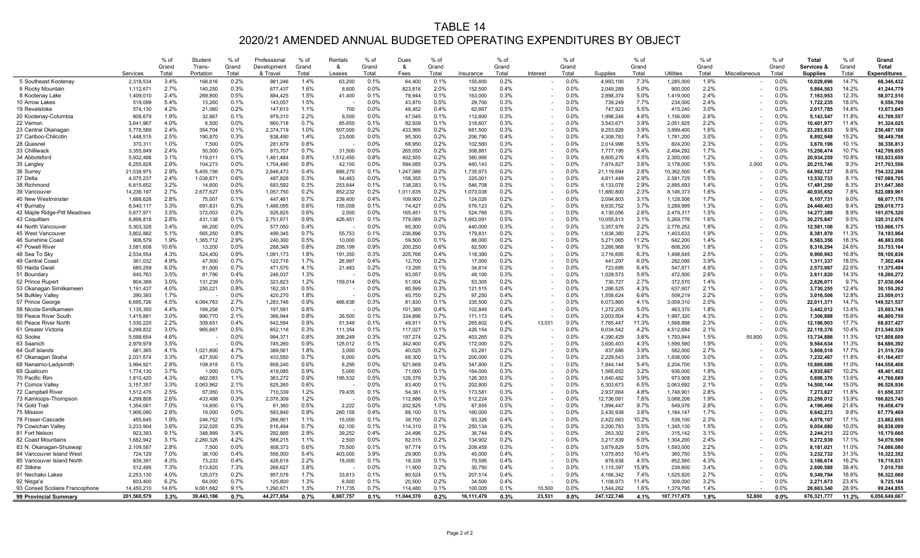# TABLE 14

## 2020/21 AMENDED ANNUAL BUDGETED OPERATING EXPENDITURES BY OBJECT

| | Services | % of Grand Total | Student Trans-Portation | % of Grand Total | Professional Development & Travel | % of Grand Total | Rentals & Leases | % of Grand Total | Dues & Fees | % of Grand Total | Insurance | % of Grand Total | Interest | % of Grand Total | Supplies | % of Grand Total | Utilities | % of Grand Total | Miscellaneous | % of Grand Total | Total Services & Supplies | % of Grand Total | Grand Total Expenditures |
|---|---|---|---|---|---|---|---|---|---|---|---|---|---|---|---|---|---|---|---|---|---|---|---|
| 5 Southeast Kootenay | 2,318,534 | 3.4% | 168,616 | 0.2% | 981,246 | 1.4% | 63,200 | 0.1% | 64,400 | 0.1% | 155,600 | 0.2% | - | 0.0% | 4,993,100 | 7.3% | 1,285,000 | 1.9% | - | 0.0% | 10,029,696 | 14.7% | 68,346,432 |
| 6 Rocky Mountain | 1,112,671 | 2.7% | 140,250 | 0.3% | 677,437 | 1.6% | 8,600 | 0.0% | 823,816 | 2.0% | 152,500 | 0.4% | - | 0.0% | 2,049,289 | 5.0% | 900,000 | 2.2% | - | 0.0% | 5,864,563 | 14.2% | 41,244,779 |
| 8 Kootenay Lake | 1,409,010 | 2.4% | 269,800 | 0.5% | 884,425 | 1.5% | 41,400 | 0.1% | 78,944 | 0.1% | 163,000 | 0.3% | - | 0.0% | 2,898,374 | 5.0% | 1,419,000 | 2.4% | - | 0.0% | 7,163,953 | 12.3% | 58,072,510 |
| 10 Arrow Lakes | 519,099 | 5.4% | 13,260 | 0.1% | 143,057 | 1.5% | - | 0.0% | 43,870 | 0.5% | 29,700 | 0.3% | - | 0.0% | 739,249 | 7.7% | 234,000 | 2.4% | - | 0.0% | 1,722,235 | 18.0% | 9,556,700 |
| 19 Revelstoke | 574,130 | 4.2% | 21,060 | 0.2% | 147,613 | 1.1% | 700 | 0.0% | 48,452 | 0.4% | 62,667 | 0.5% | - | 0.0% | 747,923 | 5.5% | 415,240 | 3.0% | - | 0.0% | 2,017,785 | 14.8% | 13,673,645 |
| 20 Kootenay-Columbia | 808,679 | 1.9% | 32,967 | 0.1% | 979,310 | 2.2% | 8,500 | 0.0% | 47,045 | 0.1% | 112,800 | 0.3% | - | 0.0% | 1,998,246 | 4.6% | 1,156,000 | 2.6% | - | 0.0% | 5,143,547 | 11.8% | 43,709,557 |
| 22 Vernon | 3,641,967 | 4.0% | 6,500 | 0.0% | 660,718 | 0.7% | 85,650 | 0.1% | 92,939 | 0.1% | 318,607 | 0.3% | - | 0.0% | 3,543,671 | 3.9% | 2,051,925 | 2.2% | - | 0.0% | 10,401,977 | 11.4% | 91,324,025 |
| 23 Central Okanagan | 5,778,589 | 2.4% | 354,704 | 0.1% | 2,374,719 | 1.0% | 507,000 | 0.2% | 433,995 | 0.2% | 681,500 | 0.3% | - | 0.0% | 9,253,926 | 3.9% | 3,899,400 | 1.6% | - | 0.0% | 23,283,833 | 9.8% | 236,487,169 |
| 27 Cariboo-Chilcotin | 1,448,515 | 2.5% | 190,870 | 0.3% | 838,490 | 1.4% | 23,000 | 0.0% | 95,300 | 0.2% | 206,790 | 0.4% | - | 0.0% | 4,308,783 | 7.4% | 1,781,200 | 3.0% | - | 0.0% | 8,892,948 | 15.2% | 58,449,798 |
| 28 Quesnel | 370,311 | 1.0% | 7,500 | 0.0% | 281,679 | 0.8% | - | 0.0% | 68,950 | 0.2% | 102,560 | 0.3% | - | 0.0% | 2,014,996 | 5.5% | 824,200 | 2.3% | - | 0.0% | 3,670,196 | 10.1% | 36,336,813 |
| 33 Chilliwack | 3,355,849 | 2.4% | 50,000 | 0.0% | 973,707 | 0.7% | 31,500 | 0.0% | 265,050 | 0.2% | 308,881 | 0.2% | - | 0.0% | 7,777,195 | 5.4% | 2,494,292 | 1.7% | - | 0.0% | 15,256,474 | 10.7% | 142,709,655 |
| 34 Abbotsford | 5,932,488 | 3.1% | 119,011 | 0.1% | 1,481,484 | 0.8% | 1,512,450 | 0.8% | 402,555 | 0.2% | 380,995 | 0.2% | - | 0.0% | 8,805,276 | 4.5% | 2,300,000 | 1.2% | - | 0.0% | 20,934,259 | 10.8% | 193,933,659 |
| 35 Langley | 6,255,828 | 2.9% | 104,273 | 0.0% | 1,704,490 | 0.8% | 42,100 | 0.0% | 594,085 | 0.3% | 460,143 | 0.2% | - | 0.0% | 7,874,827 | 3.6% | 3,178,000 | 1.5% | 2,000 | 0.0% | 20,215,746 | 9.3% | 217,703,556 |
| 36 Surrey | 21,538,975 | 2.9% | 5,455,156 | 0.7% | 2,646,473 | 0.4% | 886,270 | 0.1% | 1,247,086 | 0.2% | 1,735,973 | 0.2% | - | 0.0% | 21,119,694 | 2.8% | 10,362,500 | 1.4% | - | 0.0% | 64,992,127 | 8.6% | 754,332,266 |
| 37 Delta | 4,075,237 | 2.4% | 1,038,671 | 0.6% | 487,828 | 0.3% | 54,463 | 0.0% | 158,355 | 0.1% | 325,001 | 0.2% | - | 0.0% | 4,811,449 | 2.9% | 2,581,729 | 1.5% | - | 0.0% | 13,532,733 | 8.1% | 167,088,705 |
| 38 Richmond | 6,815,652 | 3.2% | 14,600 | 0.0% | 683,592 | 0.3% | 253,644 | 0.1% | 138,283 | 0.1% | 546,708 | 0.3% | - | 0.0% | 6,133,078 | 2.9% | 2,895,693 | 1.4% | - | 0.0% | 17,481,250 | 8.3% | 211,647,360 |
| 39 Vancouver | 14,236,197 | 2.7% | 2,677,627 | 0.5% | 1,057,750 | 0.2% | 852,232 | 0.2% | 1,011,635 | 0.2% | 1,073,038 | 0.2% | - | 0.0% | 11,880,800 | 2.3% | 8,146,373 | 1.6% | - | 0.0% | 40,935,652 | 7.8% | 522,089,961 |
| 40 New Westminster | 1,888,628 | 2.8% | 75,007 | 0.1% | 447,461 | 0.7% | 239,400 | 0.4% | 109,900 | 0.2% | 124,026 | 0.2% | - | 0.0% | 2,094,803 | 3.1% | 1,128,506 | 1.7% | - | 0.0% | 6,107,731 | 9.0% | 68,077,176 |
| 41 Burnaby | 8,540,117 | 3.3% | 691,831 | 0.3% | 1,486,095 | 0.6% | 155,059 | 0.1% | 74,427 | 0.0% | 576,123 | 0.2% | - | 0.0% | 9,635,752 | 3.7% | 3,289,999 | 1.3% | - | 0.0% | 24,449,403 | 9.4% | 259,019,773 |
| 42 Maple Ridge-Pitt Meadows | 5,677,971 | 3.5% | 372,003 | 0.2% | 925,825 | 0.6% | 2,000 | 0.0% | 165,451 | 0.1% | 524,766 | 0.3% | - | 0.0% | 4,130,056 | 2.6% | 2,479,317 | 1.5% | - | 0.0% | 14,277,389 | 8.9% | 161,076,320 |
| 43 Coquitlam | 8,898,818 | 2.8% | 431,138 | 0.1% | 2,751,671 | 0.9% | 426,451 | 0.1% | 779,089 | 0.2% | 1,663,091 | 0.5% | - | 0.0% | 10,055,813 | 3.1% | 5,269,776 | 1.6% | - | 0.0% | 30,275,847 | 9.5% | 320,312,076 |
| 44 North Vancouver | 5,303,328 | 3.4% | 66,200 | 0.0% | 577,050 | 0.4% | - | 0.0% | 60,300 | 0.0% | 440,000 | 0.3% | - | 0.0% | 3,357,976 | 2.2% | 2,776,252 | 1.8% | - | 0.0% | 12,581,106 | 8.2% | 153,966,175 |
| 45 West Vancouver | 3,802,882 | 5.1% | 565,250 | 0.8% | 499,345 | 0.7% | 55,753 | 0.1% | 236,896 | 0.3% | 179,831 | 0.2% | - | 0.0% | 1,638,380 | 2.2% | 1,403,633 | 1.9% | - | 0.0% | 8,381,970 | 11.3% | 74,193,964 |
| 46 Sunshine Coast | 906,579 | 1.9% | 1,365,712 | 2.9% | 240,300 | 0.5% | 10,000 | 0.0% | 59,500 | 0.1% | 88,000 | 0.2% | - | 0.0% | 5,271,065 | 11.2% | 642,200 | 1.4% | - | 0.0% | 8,583,356 | 18.3% | 46,883,056 |
| 47 Powell River | 3,581,608 | 10.6% | 13,200 | 0.0% | 268,349 | 0.8% | 295,199 | 0.9% | 200,250 | 0.6% | 82,500 | 0.2% | - | 0.0% | 3,266,988 | 9.7% | 608,200 | 1.8% | - | 0.0% | 8,316,294 | 24.6% | 33,753,164 |
| 48 Sea To Sky | 2,534,554 | 4.3% | 524,400 | 0.9% | 1,091,173 | 1.8% | 191,350 | 0.3% | 225,766 | 0.4% | 118,380 | 0.2% | - | 0.0% | 3,716,695 | 6.3% | 1,498,645 | 2.5% | - | 0.0% | 9,900,963 | 16.8% | 59,100,836 |
| 49 Central Coast | 361,032 | 4.9% | 47,500 | 0.7% | 122,716 | 1.7% | 26,997 | 0.4% | 12,700 | 0.2% | 17,000 | 0.2% | - | 0.0% | 441,297 | 6.0% | 282,095 | 3.9% | - | 0.0% | 1,311,337 | 18.0% | 7,302,484 |
| 50 Haida Gwaii | 680,259 | 6.0% | 81,000 | 0.7% | 471,570 | 4.1% | 21,483 | 0.2% | 13,295 | 0.1% | 34,814 | 0.3% | - | 0.0% | 723,695 | 6.4% | 547,871 | 4.8% | - | 0.0% | 2,573,987 | 22.6% | 11,375,494 |
| 51 Boundary | 640,763 | 3.5% | 81,790 | 0.4% | 246,037 | 1.3% | - | 0.0% | 93,057 | 0.5% | 48,100 | 0.3% | - | 0.0% | 1,029,573 | 5.6% | 472,500 | 2.6% | - | 0.0% | 2,611,820 | 14.3% | 18,266,272 |
| 52 Prince Rupert | 804,389 | 3.0% | 131,239 | 0.5% | 323,823 | 1.2% | 159,014 | 0.6% | 51,004 | 0.2% | 53,305 | 0.2% | - | 0.0% | 730,727 | 2.7% | 372,570 | 1.4% | - | 0.0% | 2,626,071 | 9.7% | 27,030,064 |
| 53 Okanagan Similkameen | 1,191,437 | 4.0% | 250,221 | 0.8% | 162,351 | 0.5% | - | 0.0% | 80,599 | 0.3% | 121,515 | 0.4% | - | 0.0% | 1,286,525 | 4.3% | 637,607 | 2.1% | - | 0.0% | 3,730,255 | 12.4% | 30,150,262 |
| 54 Bulkley Valley | 390,393 | 1.7% | - | 0.0% | 420,270 | 1.8% | - | 0.0% | 40,750 | 0.2% | 97,250 | 0.4% | - | 0.0% | 1,558,624 | 6.6% | 509,219 | 2.2% | - | 0.0% | 3,016,506 | 12.8% | 23,509,013 |
| 57 Prince George | 6,695,726 | 4.5% | 4,064,763 | 2.7% | 1,283,746 | 0.9% | 466,636 | 0.3% | 81,830 | 0.1% | 335,500 | 0.2% | - | 0.0% | 6,073,860 | 4.1% | 3,009,310 | 2.0% | - | 0.0% | 22,011,371 | 14.7% | 149,521,537 |
| 58 Nicola-Similkameen | 1,135,350 | 4.4% | 169,258 | 0.7% | 197,591 | 0.8% | - | 0.0% | 101,389 | 0.4% | 102,849 | 0.4% | - | 0.0% | 1,272,205 | 5.0% | 463,370 | 1.8% | - | 0.0% | 3,442,012 | 13.4% | 25,693,749 |
| 59 Peace River South | 1,415,881 | 3.0% | 990,770 | 2.1% | 366,944 | 0.8% | 26,500 | 0.1% | 334,896 | 0.7% | 171,173 | 0.4% | - | 0.0% | 2,003,504 | 4.3% | 1,997,320 | 4.3% | - | 0.0% | 7,306,988 | 15.6% | 46,800,750 |
| 60 Peace River North | 1,530,220 | 2.2% | 309,651 | 0.4% | 642,594 | 0.9% | 51,549 | 0.1% | 49,911 | 0.1% | 265,602 | 0.4% | 13,031 | 0.0% | 7,765,447 | 11.3% | 1,568,898 | 2.3% | - | 0.0% | 12,196,903 | 17.7% | 68,837,427 |
| 61 Greater Victoria | 6,299,832 | 3.0% | 965,667 | 0.5% | 652,116 | 0.3% | 111,354 | 0.1% | 117,027 | 0.1% | 426,154 | 0.2% | - | 0.0% | 9,034,542 | 4.2% | 4,512,684 | 2.1% | - | 0.0% | 22,119,376 | 10.4% | 213,540,539 |
| 62 Sooke | 5,598,654 | 4.6% | - | 0.0% | 994,371 | 0.8% | 306,249 | 0.3% | 197,274 | 0.2% | 403,265 | 0.3% | - | 0.0% | 4,390,429 | 3.6% | 1,793,844 | 1.5% | 50,800 | 0.0% | 13,734,886 | 11.3% | 121,808,609 |
| 63 Saanich | 2,979,979 | 3.5% | - | 0.0% | 745,260 | 0.9% | 125,012 | 0.1% | 342,400 | 0.4% | 172,000 | 0.2% | - | 0.0% | 3,600,403 | 4.3% | 1,599,580 | 1.9% | - | 0.0% | 9,564,634 | 11.3% | 84,686,392 |
| 64 Gulf Islands | 881,365 | 4.1% | 1,021,600 | 4.7% | 389,561 | 1.8% | 3,000 | 0.0% | 40,025 | 0.2% | 53,281 | 0.2% | - | 0.0% | 837,686 | 3.9% | 582,000 | 2.7% | - | 0.0% | 3,808,518 | 17.7% | 21,519,720 |
| 67 Okanagan Skaha | 2,031,574 | 3.3% | 427,500 | 0.7% | 433,550 | 0.7% | 6,000 | 0.0% | 68,300 | 0.1% | 200,000 | 0.3% | - | 0.0% | 2,229,543 | 3.6% | 1,836,000 | 3.0% | - | 0.0% | 7,232,467 | 11.8% | 61,164,457 |
| 68 Nanaimo-Ladysmith | 3,994,921 | 2.8% | 109,918 | 0.1% | 858,240 | 0.6% | 8,295 | 0.0% | 521,668 | 0.4% | 347,800 | 0.2% | - | 0.0% | 7,844,144 | 5.4% | 2,204,700 | 1.5% | - | 0.0% | 15,889,686 | 11.0% | 144,558,406 |
| 69 Qualicum | 1,774,130 | 3.7% | 1,000 | 0.0% | 419,085 | 0.9% | 5,000 | 0.0% | 71,000 | 0.1% | 164,000 | 0.3% | - | 0.0% | 1,565,652 | 3.2% | 936,000 | 1.9% | - | 0.0% | 4,935,867 | 10.2% | 48,401,402 |
| 70 Pacific Rim | 1,810,420 | 4.3% | 462,083 | 1.1% | 363,272 | 0.9% | 195,532 | 0.5% | 126,376 | 0.3% | 126,303 | 0.3% | - | 0.0% | 1,640,482 | 3.9% | 973,908 | 2.3% | - | 0.0% | 5,698,376 | 13.6% | 41,766,669 |
| 71 Comox Valley | 3,157,357 | 3.3% | 2,063,962 | 2.1% | 625,260 | 0.6% | - | 0.0% | 83,400 | 0.1% | 202,800 | 0.2% | - | 0.0% | 6,303,673 | 6.5% | 2,063,692 | 2.1% | - | 0.0% | 14,500,144 | 15.0% | 96,528,936 |
| 72 Campbell River | 1,512,476 | 2.5% | 57,050 | 0.1% | 710,339 | 1.2% | 79,435 | 0.1% | 54,381 | 0.1% | 173,581 | 0.3% | - | 0.0% | 2,937,664 | 4.8% | 1,748,901 | 2.8% | - | 0.0% | 7,273,827 | 11.8% | 61,656,337 |
| 73 Kamloops-Thompson | 4,299,808 | 2.6% | 433,498 | 0.3% | 2,076,309 | 1.2% | - | 0.0% | 112,886 | 0.1% | 512,224 | 0.3% | - | 0.0% | 12,736,081 | 7.6% | 3,088,206 | 1.9% | - | 0.0% | 23,259,012 | 13.9% | 166,825,745 |
| 74 Gold Trail | 1,354,081 | 7.0% | 14,600 | 0.1% | 91,360 | 0.5% | 2,222 | 0.0% | 202,825 | 1.0% | 87,855 | 0.5% | - | 0.0% | 1,894,447 | 9.7% | 549,076 | 2.8% | - | 0.0% | 4,196,466 | 21.6% | 19,458,479 |
| 75 Mission | 1,906,090 | 2.8% | 19,000 | 0.0% | 593,840 | 0.9% | 260,158 | 0.4% | 88,100 | 0.1% | 160,000 | 0.2% | - | 0.0% | 2,430,938 | 3.6% | 1,184,147 | 1.7% | - | 0.0% | 6,642,273 | 9.8% | 67,779,469 |
| 78 Fraser-Cascade | 455,645 | 1.9% | 246,752 | 1.0% | 266,901 | 1.1% | 15,000 | 0.1% | 38,700 | 0.2% | 93,326 | 0.4% | - | 0.0% | 2,422,683 | 10.2% | 539,100 | 2.3% | - | 0.0% | 4,078,107 | 17.1% | 23,862,655 |
| 79 Cowichan Valley | 3,233,904 | 3.6% | 232,025 | 0.3% | 616,494 | 0.7% | 62,100 | 0.1% | 114,310 | 0.1% | 250,134 | 0.3% | - | 0.0% | 3,200,783 | 3.5% | 1,345,130 | 1.5% | - | 0.0% | 9,054,880 | 10.0% | 90,838,099 |
| 81 Fort Nelson | 923,393 | 9.1% | 348,999 | 3.4% | 292,885 | 2.9% | 39,252 | 0.4% | 24,496 | 0.2% | 36,744 | 0.4% | - | 0.0% | 263,302 | 2.6% | 315,142 | 3.1% | - | 0.0% | 2,244,213 | 22.0% | 10,179,660 |
| 82 Coast Mountains | 1,682,942 | 3.1% | 2,260,326 | 4.2% | 588,215 | 1.1% | 2,500 | 0.0% | 82,015 | 0.2% | 134,902 | 0.2% | - | 0.0% | 3,217,839 | 6.0% | 1,304,200 | 2.4% | - | 0.0% | 9,272,939 | 17.1% | 54,076,599 |
| 83 N. Okanagan-Shuswap | 2,109,587 | 2.8% | 7,500 | 0.0% | 408,373 | 0.6% | 75,500 | 0.1% | 97,774 | 0.1% | 209,458 | 0.3% | - | 0.0% | 3,679,829 | 5.0% | 1,593,000 | 2.2% | - | 0.0% | 8,181,021 | 11.0% | 74,086,080 |
| 84 Vancouver Island West | 724,129 | 7.0% | 38,100 | 0.4% | 556,000 | 5.4% | 403,000 | 3.9% | 29,900 | 0.3% | 45,000 | 0.4% | - | 0.0% | 1,075,853 | 10.4% | 360,750 | 3.5% | - | 0.0% | 3,232,732 | 31.3% | 10,322,352 |
| 85 Vancouver Island North | 839,391 | 4.3% | 73,233 | 0.4% | 426,618 | 2.2% | 18,000 | 0.1% | 18,339 | 0.1% | 79,595 | 0.4% | - | 0.0% | 878,938 | 4.5% | 852,560 | 4.3% | - | 0.0% | 3,186,674 | 16.2% | 19,710,031 |
| 87 Stikine | 512,495 | 7.3% | 513,820 | 7.3% | 266,627 | 3.8% | - | 0.0% | 11,900 | 0.2% | 30,750 | 0.4% | - | 0.0% | 1,115,397 | 15.9% | 239,600 | 3.4% | - | 0.0% | 2,690,589 | 38.4% | 7,010,750 |
| 91 Nechako Lakes | 2,253,130 | 4.0% | 125,073 | 0.2% | 957,578 | 1.7% | 33,813 | 0.1% | 80,524 | 0.1% | 207,514 | 0.4% | - | 0.0% | 4,166,342 | 7.4% | 1,525,820 | 2.7% | - | 0.0% | 9,349,794 | 16.6% | 56,322,060 |
| 92 Nisga'a | 603,400 | 6.2% | 64,000 | 0.7% | 125,800 | 1.3% | 6,500 | 0.1% | 20,500 | 0.2% | 34,500 | 0.4% | - | 0.0% | 1,108,973 | 11.4% | 308,000 | 3.2% | - | 0.0% | 2,271,673 | 23.4% | 9,725,184 |
| 93 Conseil Scolaire Francophone | 14,450,210 | 14.6% | 9,061,682 | 9.1% | 1,290,671 | 1.3% | 711,735 | 0.7% | 114,480 | 0.1% | 100,005 | 0.1% | 10,500 | 0.0% | 1,544,262 | 1.6% | 1,379,795 | 1.4% | - | 0.0% | 28,663,340 | 28.9% | 99,244,855 |
| **99 Provincial Summary** | **201,560,579** | **3.3%** | **39,443,186** | **0.7%** | **44,277,654** | **0.7%** | **8,967,757** | **0.1%** | **11,044,370** | **0.2%** | **16,111,479** | **0.3%** | **23,531** | **0.0%** | **247,122,746** | **4.1%** | **107,717,675** | **1.8%** | **52,800** | **0.0%** | **676,321,777** | **11.2%** | **6,056,649,667** |